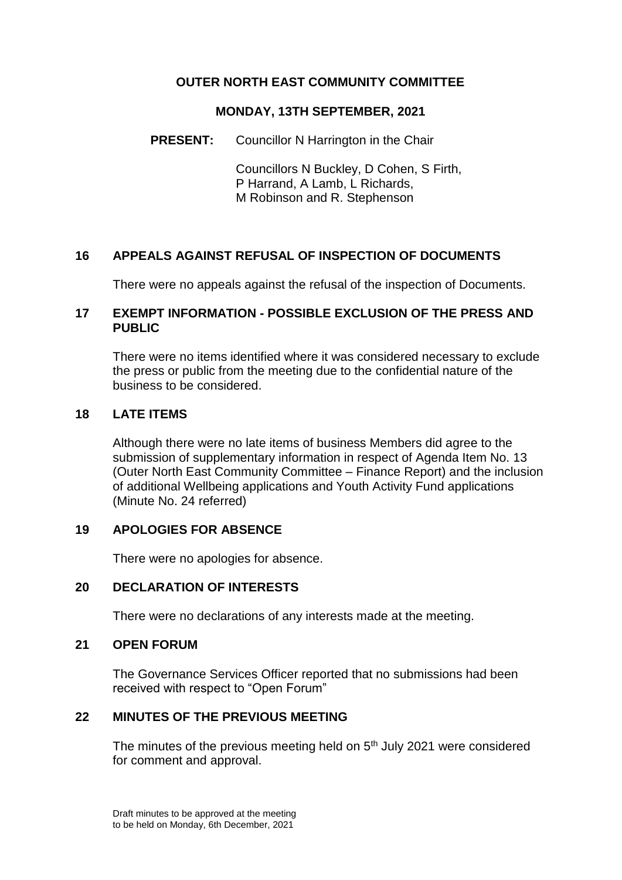# OUTER NORTH EAST COMMUNITY COMMITTEE

## MONDAY, 13TH SEPTEMBER, 2021

**PRESENT:** Councillor N Harrington in the Chair

Councillors N Buckley, D Cohen, S Firth, P Harrand, A Lamb, L Richards, M Robinson and R. Stephenson

### 16 APPEALS AGAINST REFUSAL OF INSPECTION OF DOCUMENTS

There were no appeals against the refusal of the inspection of Documents.

### 17 EXEMPT INFORMATION - POSSIBLE EXCLUSION OF THE PRESS AND PUBLIC

There were no items identified where it was considered necessary to exclude the press or public from the meeting due to the confidential nature of the business to be considered.

### 18 LATE ITEMS

Although there were no late items of business Members did agree to the submission of supplementary information in respect of Agenda Item No. 13 (Outer North East Community Committee – Finance Report) and the inclusion of additional Wellbeing applications and Youth Activity Fund applications (Minute No. 24 referred)

### 19 APOLOGIES FOR ABSENCE

There were no apologies for absence.

### 20 DECLARATION OF INTERESTS

There were no declarations of any interests made at the meeting.

### 21 OPEN FORUM

The Governance Services Officer reported that no submissions had been received with respect to "Open Forum"

### 22 MINUTES OF THE PREVIOUS MEETING

The minutes of the previous meeting held on 5th July 2021 were considered for comment and approval.

Draft minutes to be approved at the meeting to be held on Monday, 6th December, 2021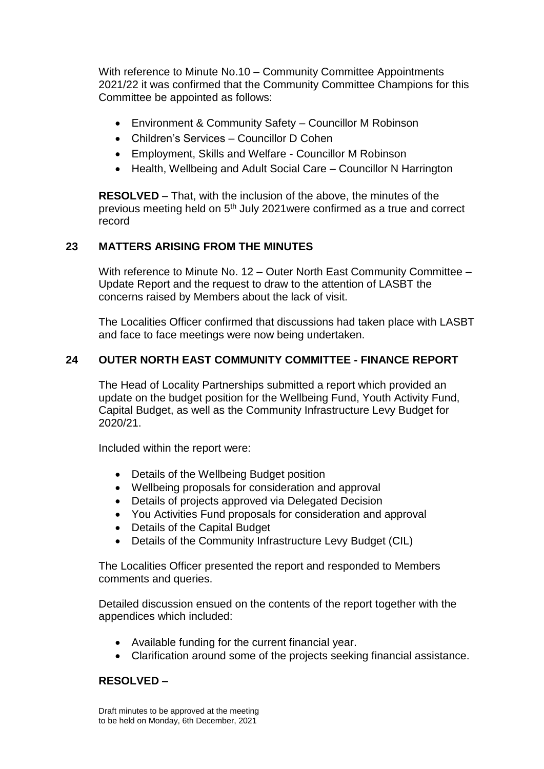With reference to Minute No.10 – Community Committee Appointments 2021/22 it was confirmed that the Community Committee Champions for this Committee be appointed as follows:

- Environment & Community Safety – Councillor M Robinson
- Children's Services – Councillor D Cohen
- Employment, Skills and Welfare - Councillor M Robinson
- Health, Wellbeing and Adult Social Care – Councillor N Harrington

**RESOLVED** – That, with the inclusion of the above, the minutes of the previous meeting held on 5th July 2021were confirmed as a true and correct record

## 23 MATTERS ARISING FROM THE MINUTES

With reference to Minute No. 12 – Outer North East Community Committee – Update Report and the request to draw to the attention of LASBT the concerns raised by Members about the lack of visit.

The Localities Officer confirmed that discussions had taken place with LASBT and face to face meetings were now being undertaken.

## 24 OUTER NORTH EAST COMMUNITY COMMITTEE - FINANCE REPORT

The Head of Locality Partnerships submitted a report which provided an update on the budget position for the Wellbeing Fund, Youth Activity Fund, Capital Budget, as well as the Community Infrastructure Levy Budget for 2020/21.

Included within the report were:

- Details of the Wellbeing Budget position
- Wellbeing proposals for consideration and approval
- Details of projects approved via Delegated Decision
- You Activities Fund proposals for consideration and approval
- Details of the Capital Budget
- Details of the Community Infrastructure Levy Budget (CIL)

The Localities Officer presented the report and responded to Members comments and queries.

Detailed discussion ensued on the contents of the report together with the appendices which included:

- Available funding for the current financial year.
- Clarification around some of the projects seeking financial assistance.

**RESOLVED –**

Draft minutes to be approved at the meeting to be held on Monday, 6th December, 2021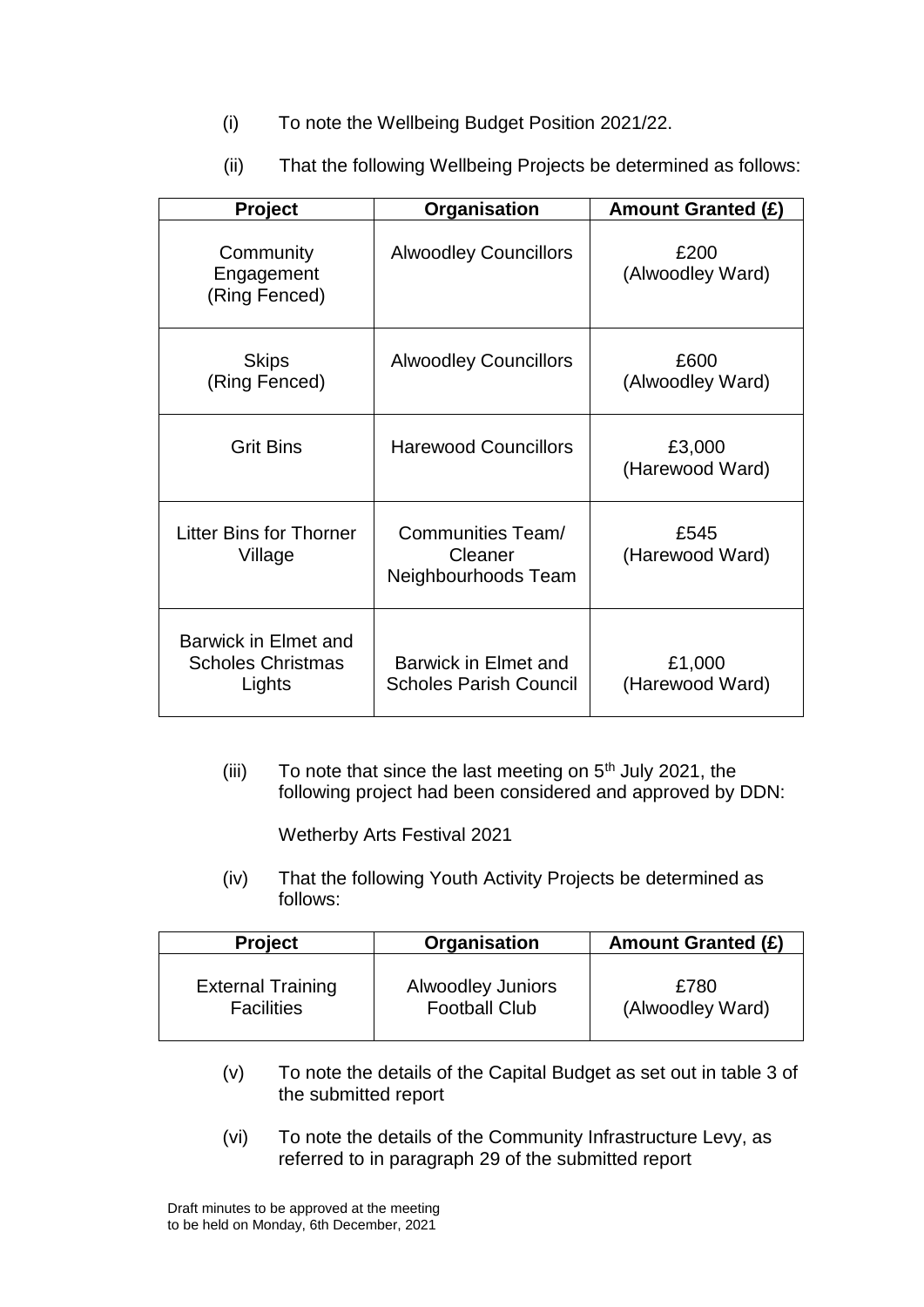(i) To note the Wellbeing Budget Position 2021/22.

(ii) That the following Wellbeing Projects be determined as follows:

| Project | Organisation | Amount Granted (£) |
|---|---|---|
| Community Engagement (Ring Fenced) | Alwoodley Councillors | £200 (Alwoodley Ward) |
| Skips (Ring Fenced) | Alwoodley Councillors | £600 (Alwoodley Ward) |
| Grit Bins | Harewood Councillors | £3,000 (Harewood Ward) |
| Litter Bins for Thorner Village | Communities Team/ Cleaner Neighbourhoods Team | £545 (Harewood Ward) |
| Barwick in Elmet and Scholes Christmas Lights | Barwick in Elmet and Scholes Parish Council | £1,000 (Harewood Ward) |

(iii) To note that since the last meeting on 5th July 2021, the following project had been considered and approved by DDN:

Wetherby Arts Festival 2021

(iv) That the following Youth Activity Projects be determined as follows:

| Project | Organisation | Amount Granted (£) |
|---|---|---|
| External Training Facilities | Alwoodley Juniors Football Club | £780 (Alwoodley Ward) |

(v) To note the details of the Capital Budget as set out in table 3 of the submitted report

(vi) To note the details of the Community Infrastructure Levy, as referred to in paragraph 29 of the submitted report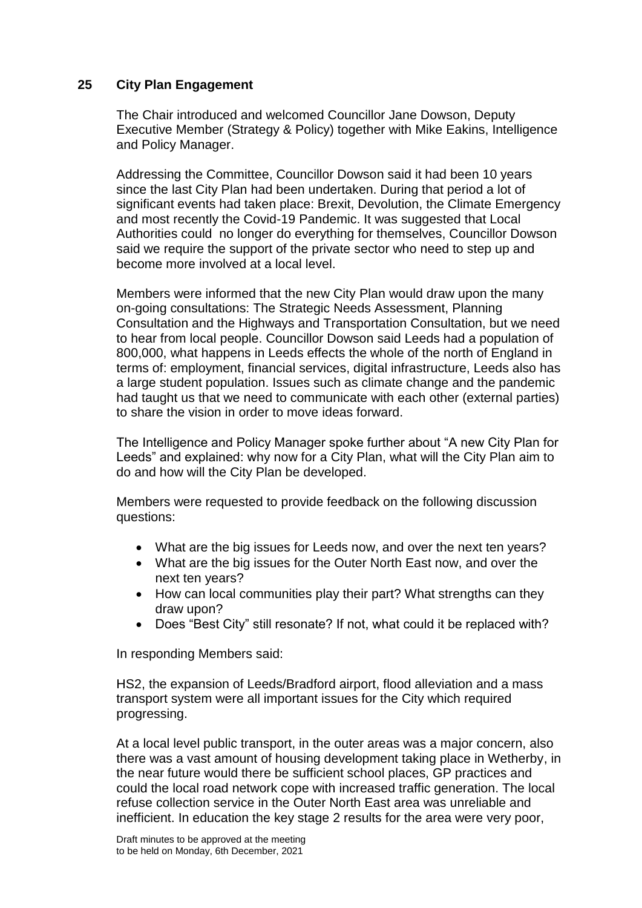## 25 City Plan Engagement

The Chair introduced and welcomed Councillor Jane Dowson, Deputy Executive Member (Strategy & Policy) together with Mike Eakins, Intelligence and Policy Manager.

Addressing the Committee, Councillor Dowson said it had been 10 years since the last City Plan had been undertaken. During that period a lot of significant events had taken place: Brexit, Devolution, the Climate Emergency and most recently the Covid-19 Pandemic. It was suggested that Local Authorities could no longer do everything for themselves, Councillor Dowson said we require the support of the private sector who need to step up and become more involved at a local level.

Members were informed that the new City Plan would draw upon the many on-going consultations: The Strategic Needs Assessment, Planning Consultation and the Highways and Transportation Consultation, but we need to hear from local people. Councillor Dowson said Leeds had a population of 800,000, what happens in Leeds effects the whole of the north of England in terms of: employment, financial services, digital infrastructure, Leeds also has a large student population. Issues such as climate change and the pandemic had taught us that we need to communicate with each other (external parties) to share the vision in order to move ideas forward.

The Intelligence and Policy Manager spoke further about "A new City Plan for Leeds" and explained: why now for a City Plan, what will the City Plan aim to do and how will the City Plan be developed.

Members were requested to provide feedback on the following discussion questions:

- What are the big issues for Leeds now, and over the next ten years?
- What are the big issues for the Outer North East now, and over the next ten years?
- How can local communities play their part? What strengths can they draw upon?
- Does "Best City" still resonate? If not, what could it be replaced with?

In responding Members said:

HS2, the expansion of Leeds/Bradford airport, flood alleviation and a mass transport system were all important issues for the City which required progressing.

At a local level public transport, in the outer areas was a major concern, also there was a vast amount of housing development taking place in Wetherby, in the near future would there be sufficient school places, GP practices and could the local road network cope with increased traffic generation. The local refuse collection service in the Outer North East area was unreliable and inefficient. In education the key stage 2 results for the area were very poor,

Draft minutes to be approved at the meeting to be held on Monday, 6th December, 2021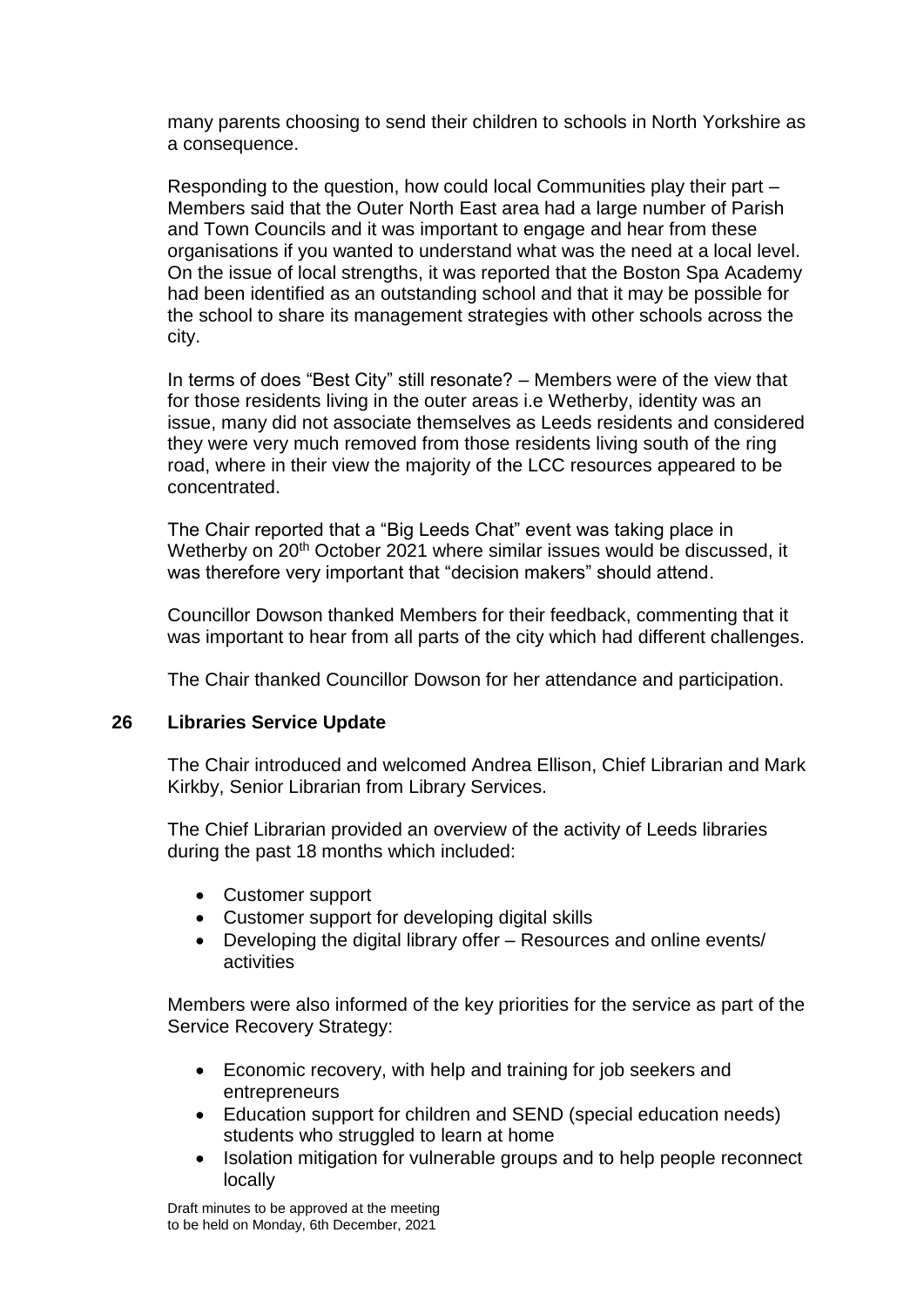many parents choosing to send their children to schools in North Yorkshire as a consequence.

Responding to the question, how could local Communities play their part – Members said that the Outer North East area had a large number of Parish and Town Councils and it was important to engage and hear from these organisations if you wanted to understand what was the need at a local level. On the issue of local strengths, it was reported that the Boston Spa Academy had been identified as an outstanding school and that it may be possible for the school to share its management strategies with other schools across the city.

In terms of does "Best City" still resonate? – Members were of the view that for those residents living in the outer areas i.e Wetherby, identity was an issue, many did not associate themselves as Leeds residents and considered they were very much removed from those residents living south of the ring road, where in their view the majority of the LCC resources appeared to be concentrated.

The Chair reported that a "Big Leeds Chat" event was taking place in Wetherby on 20th October 2021 where similar issues would be discussed, it was therefore very important that "decision makers" should attend.

Councillor Dowson thanked Members for their feedback, commenting that it was important to hear from all parts of the city which had different challenges.

The Chair thanked Councillor Dowson for her attendance and participation.

## 26 Libraries Service Update

The Chair introduced and welcomed Andrea Ellison, Chief Librarian and Mark Kirkby, Senior Librarian from Library Services.

The Chief Librarian provided an overview of the activity of Leeds libraries during the past 18 months which included:

- Customer support
- Customer support for developing digital skills
- Developing the digital library offer – Resources and online events/ activities

Members were also informed of the key priorities for the service as part of the Service Recovery Strategy:

- Economic recovery, with help and training for job seekers and entrepreneurs
- Education support for children and SEND (special education needs) students who struggled to learn at home
- Isolation mitigation for vulnerable groups and to help people reconnect locally

Draft minutes to be approved at the meeting to be held on Monday, 6th December, 2021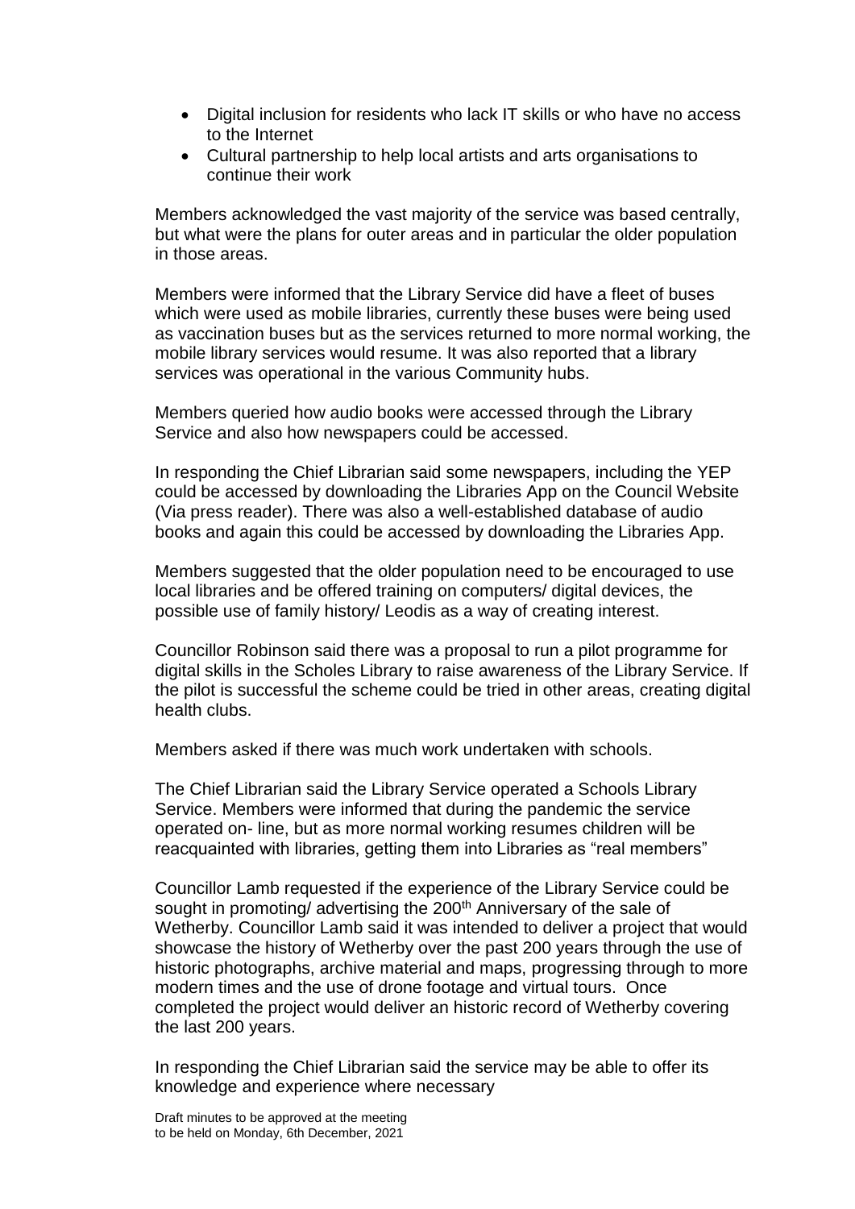- Digital inclusion for residents who lack IT skills or who have no access to the Internet
- Cultural partnership to help local artists and arts organisations to continue their work

Members acknowledged the vast majority of the service was based centrally, but what were the plans for outer areas and in particular the older population in those areas.

Members were informed that the Library Service did have a fleet of buses which were used as mobile libraries, currently these buses were being used as vaccination buses but as the services returned to more normal working, the mobile library services would resume. It was also reported that a library services was operational in the various Community hubs.

Members queried how audio books were accessed through the Library Service and also how newspapers could be accessed.

In responding the Chief Librarian said some newspapers, including the YEP could be accessed by downloading the Libraries App on the Council Website (Via press reader). There was also a well-established database of audio books and again this could be accessed by downloading the Libraries App.

Members suggested that the older population need to be encouraged to use local libraries and be offered training on computers/ digital devices, the possible use of family history/ Leodis as a way of creating interest.

Councillor Robinson said there was a proposal to run a pilot programme for digital skills in the Scholes Library to raise awareness of the Library Service. If the pilot is successful the scheme could be tried in other areas, creating digital health clubs.

Members asked if there was much work undertaken with schools.

The Chief Librarian said the Library Service operated a Schools Library Service. Members were informed that during the pandemic the service operated on- line, but as more normal working resumes children will be reacquainted with libraries, getting them into Libraries as "real members"

Councillor Lamb requested if the experience of the Library Service could be sought in promoting/ advertising the 200th Anniversary of the sale of Wetherby. Councillor Lamb said it was intended to deliver a project that would showcase the history of Wetherby over the past 200 years through the use of historic photographs, archive material and maps, progressing through to more modern times and the use of drone footage and virtual tours. Once completed the project would deliver an historic record of Wetherby covering the last 200 years.

In responding the Chief Librarian said the service may be able to offer its knowledge and experience where necessary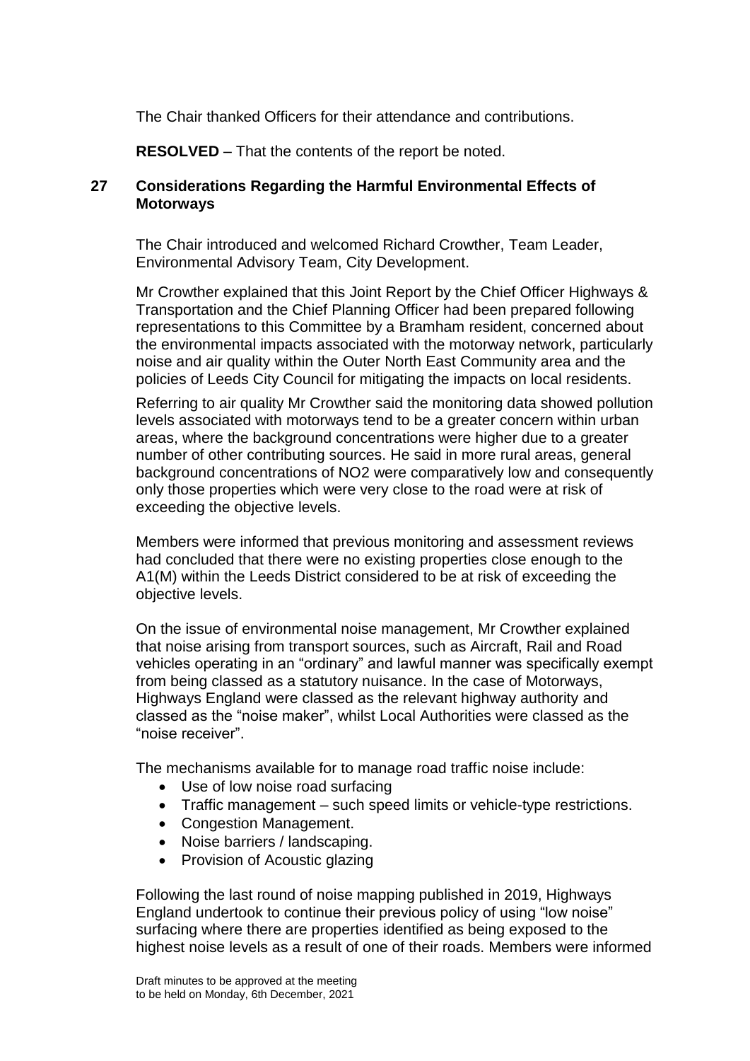The Chair thanked Officers for their attendance and contributions.

**RESOLVED** – That the contents of the report be noted.

## 27 Considerations Regarding the Harmful Environmental Effects of Motorways

The Chair introduced and welcomed Richard Crowther, Team Leader, Environmental Advisory Team, City Development.

Mr Crowther explained that this Joint Report by the Chief Officer Highways & Transportation and the Chief Planning Officer had been prepared following representations to this Committee by a Bramham resident, concerned about the environmental impacts associated with the motorway network, particularly noise and air quality within the Outer North East Community area and the policies of Leeds City Council for mitigating the impacts on local residents.

Referring to air quality Mr Crowther said the monitoring data showed pollution levels associated with motorways tend to be a greater concern within urban areas, where the background concentrations were higher due to a greater number of other contributing sources. He said in more rural areas, general background concentrations of $NO_2$ were comparatively low and consequently only those properties which were very close to the road were at risk of exceeding the objective levels.

Members were informed that previous monitoring and assessment reviews had concluded that there were no existing properties close enough to the A1(M) within the Leeds District considered to be at risk of exceeding the objective levels.

On the issue of environmental noise management, Mr Crowther explained that noise arising from transport sources, such as Aircraft, Rail and Road vehicles operating in an "ordinary" and lawful manner was specifically exempt from being classed as a statutory nuisance. In the case of Motorways, Highways England were classed as the relevant highway authority and classed as the "noise maker", whilst Local Authorities were classed as the "noise receiver".

The mechanisms available for to manage road traffic noise include:

- Use of low noise road surfacing
- Traffic management – such speed limits or vehicle-type restrictions.
- Congestion Management.
- Noise barriers / landscaping.
- Provision of Acoustic glazing

Following the last round of noise mapping published in 2019, Highways England undertook to continue their previous policy of using "low noise" surfacing where there are properties identified as being exposed to the highest noise levels as a result of one of their roads. Members were informed

Draft minutes to be approved at the meeting to be held on Monday, 6th December, 2021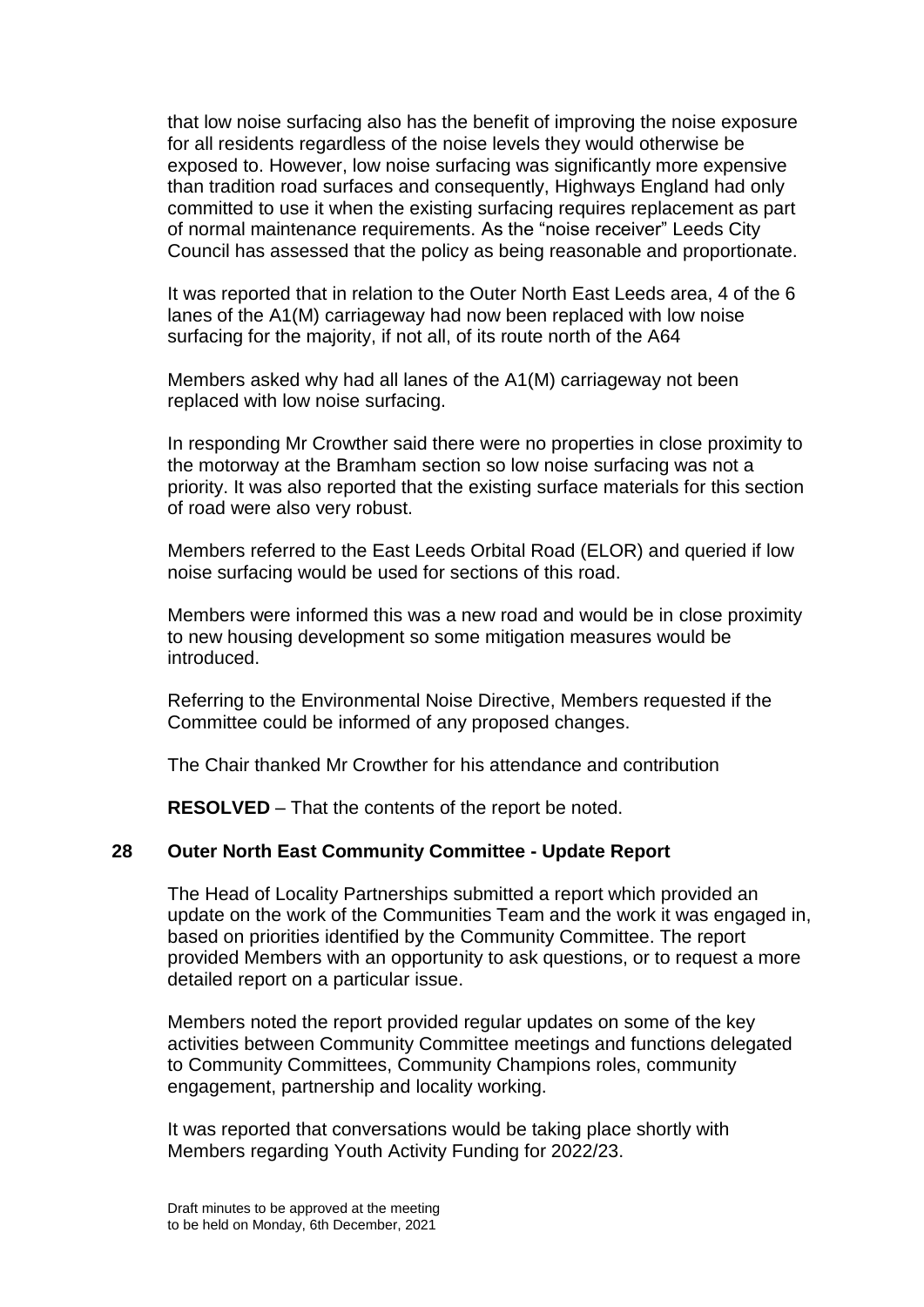that low noise surfacing also has the benefit of improving the noise exposure for all residents regardless of the noise levels they would otherwise be exposed to. However, low noise surfacing was significantly more expensive than tradition road surfaces and consequently, Highways England had only committed to use it when the existing surfacing requires replacement as part of normal maintenance requirements. As the "noise receiver" Leeds City Council has assessed that the policy as being reasonable and proportionate.

It was reported that in relation to the Outer North East Leeds area, 4 of the 6 lanes of the A1(M) carriageway had now been replaced with low noise surfacing for the majority, if not all, of its route north of the A64

Members asked why had all lanes of the A1(M) carriageway not been replaced with low noise surfacing.

In responding Mr Crowther said there were no properties in close proximity to the motorway at the Bramham section so low noise surfacing was not a priority. It was also reported that the existing surface materials for this section of road were also very robust.

Members referred to the East Leeds Orbital Road (ELOR) and queried if low noise surfacing would be used for sections of this road.

Members were informed this was a new road and would be in close proximity to new housing development so some mitigation measures would be introduced.

Referring to the Environmental Noise Directive, Members requested if the Committee could be informed of any proposed changes.

The Chair thanked Mr Crowther for his attendance and contribution

**RESOLVED** – That the contents of the report be noted.

## 28 Outer North East Community Committee - Update Report

The Head of Locality Partnerships submitted a report which provided an update on the work of the Communities Team and the work it was engaged in, based on priorities identified by the Community Committee. The report provided Members with an opportunity to ask questions, or to request a more detailed report on a particular issue.

Members noted the report provided regular updates on some of the key activities between Community Committee meetings and functions delegated to Community Committees, Community Champions roles, community engagement, partnership and locality working.

It was reported that conversations would be taking place shortly with Members regarding Youth Activity Funding for 2022/23.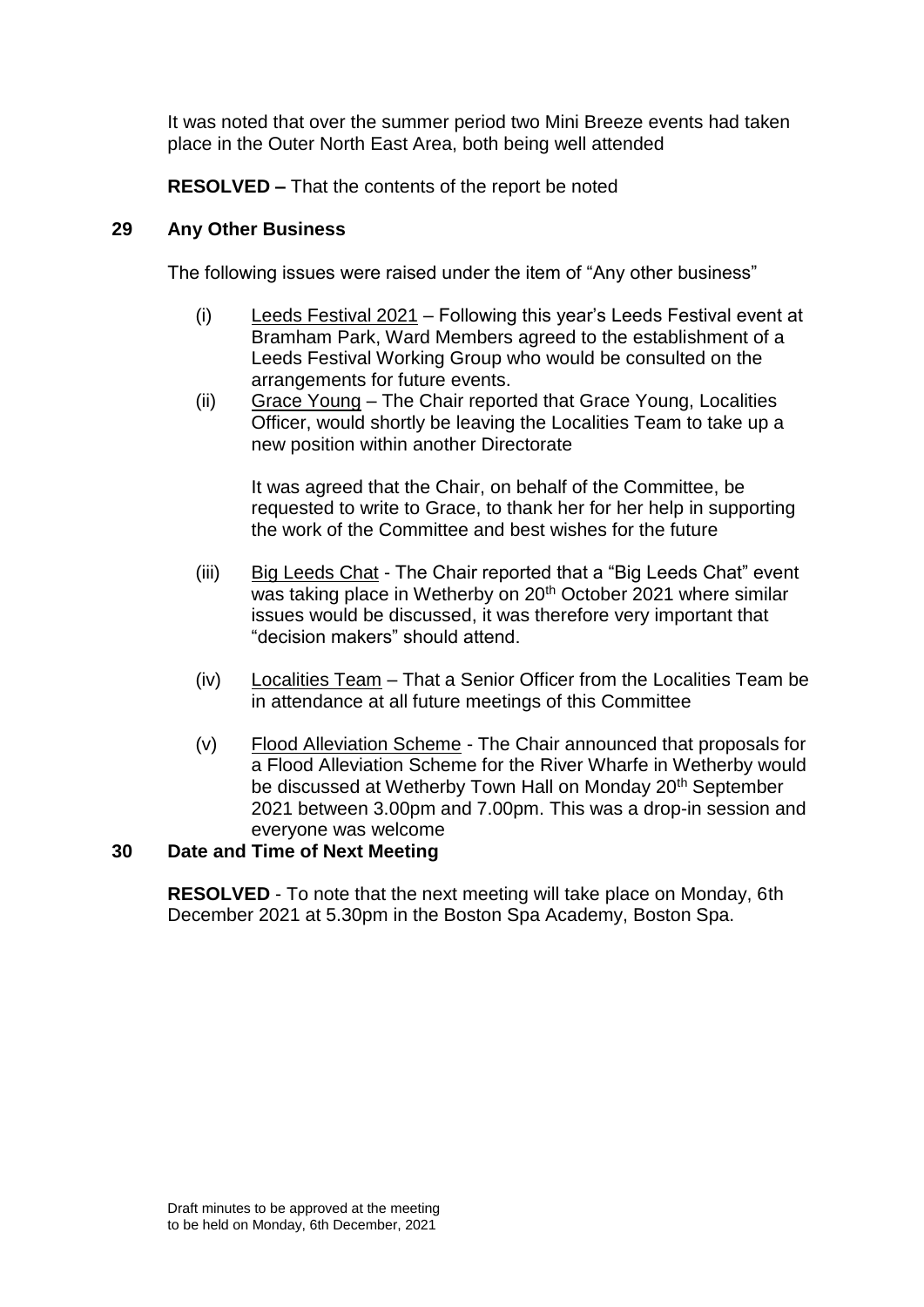It was noted that over the summer period two Mini Breeze events had taken place in the Outer North East Area, both being well attended

**RESOLVED –** That the contents of the report be noted

## 29 Any Other Business

The following issues were raised under the item of "Any other business"

(i) Leeds Festival 2021 – Following this year's Leeds Festival event at Bramham Park, Ward Members agreed to the establishment of a Leeds Festival Working Group who would be consulted on the arrangements for future events.

(ii) Grace Young – The Chair reported that Grace Young, Localities Officer, would shortly be leaving the Localities Team to take up a new position within another Directorate

It was agreed that the Chair, on behalf of the Committee, be requested to write to Grace, to thank her for her help in supporting the work of the Committee and best wishes for the future

(iii) Big Leeds Chat - The Chair reported that a "Big Leeds Chat" event was taking place in Wetherby on 20th October 2021 where similar issues would be discussed, it was therefore very important that "decision makers" should attend.

(iv) Localities Team – That a Senior Officer from the Localities Team be in attendance at all future meetings of this Committee

(v) Flood Alleviation Scheme - The Chair announced that proposals for a Flood Alleviation Scheme for the River Wharfe in Wetherby would be discussed at Wetherby Town Hall on Monday 20th September 2021 between 3.00pm and 7.00pm. This was a drop-in session and everyone was welcome

## 30 Date and Time of Next Meeting

**RESOLVED** - To note that the next meeting will take place on Monday, 6th December 2021 at 5.30pm in the Boston Spa Academy, Boston Spa.

Draft minutes to be approved at the meeting to be held on Monday, 6th December, 2021